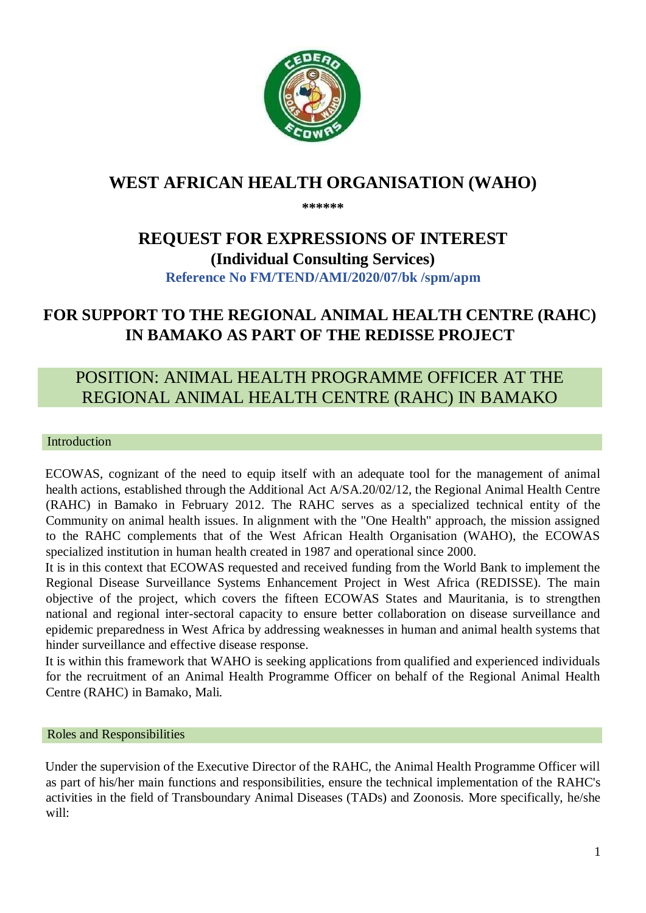# WEST AFRICAN HEALTH ORGANISATION (WAHO)

\*\*\*\*\*\*

## REQUEST FOR EXPRESSIONS OF INTEREST

### (Individual Consulting Services)

**Reference No FM/TEND/AMI/2020/07/bk /spm/apm**

## FOR SUPPORT TO THE REGIONAL ANIMAL HEALTH CENTRE (RAHC) IN BAMAKO AS PART OF THE REDISSE PROJECT

## POSITION: ANIMAL HEALTH PROGRAMME OFFICER AT THE REGIONAL ANIMAL HEALTH CENTRE (RAHC) IN BAMAKO

### Introduction

ECOWAS, cognizant of the need to equip itself with an adequate tool for the management of animal health actions, established through the Additional Act A/SA.20/02/12, the Regional Animal Health Centre (RAHC) in Bamako in February 2012. The RAHC serves as a specialized technical entity of the Community on animal health issues. In alignment with the "One Health" approach, the mission assigned to the RAHC complements that of the West African Health Organisation (WAHO), the ECOWAS specialized institution in human health created in 1987 and operational since 2000.

It is in this context that ECOWAS requested and received funding from the World Bank to implement the Regional Disease Surveillance Systems Enhancement Project in West Africa (REDISSE). The main objective of the project, which covers the fifteen ECOWAS States and Mauritania, is to strengthen national and regional inter-sectoral capacity to ensure better collaboration on disease surveillance and epidemic preparedness in West Africa by addressing weaknesses in human and animal health systems that hinder surveillance and effective disease response.

It is within this framework that WAHO is seeking applications from qualified and experienced individuals for the recruitment of an Animal Health Programme Officer on behalf of the Regional Animal Health Centre (RAHC) in Bamako, Mali.

### Roles and Responsibilities

Under the supervision of the Executive Director of the RAHC, the Animal Health Programme Officer will as part of his/her main functions and responsibilities, ensure the technical implementation of the RAHC's activities in the field of Transboundary Animal Diseases (TADs) and Zoonosis. More specifically, he/she will: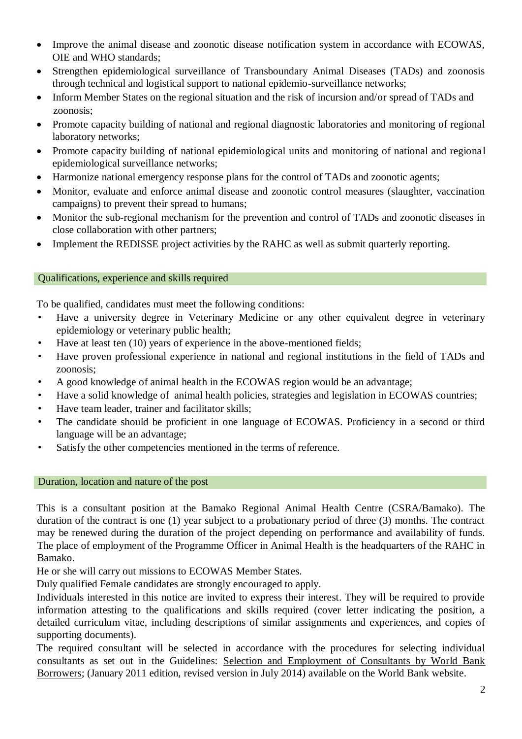- Improve the animal disease and zoonotic disease notification system in accordance with ECOWAS, OIE and WHO standards;
- Strengthen epidemiological surveillance of Transboundary Animal Diseases (TADs) and zoonosis through technical and logistical support to national epidemio-surveillance networks;
- Inform Member States on the regional situation and the risk of incursion and/or spread of TADs and zoonosis;
- Promote capacity building of national and regional diagnostic laboratories and monitoring of regional laboratory networks;
- Promote capacity building of national epidemiological units and monitoring of national and regional epidemiological surveillance networks;
- Harmonize national emergency response plans for the control of TADs and zoonotic agents;
- Monitor, evaluate and enforce animal disease and zoonotic control measures (slaughter, vaccination campaigns) to prevent their spread to humans;
- Monitor the sub-regional mechanism for the prevention and control of TADs and zoonotic diseases in close collaboration with other partners;
- Implement the REDISSE project activities by the RAHC as well as submit quarterly reporting.

## Qualifications, experience and skills required

To be qualified, candidates must meet the following conditions:

- Have a university degree in Veterinary Medicine or any other equivalent degree in veterinary epidemiology or veterinary public health;
- Have at least ten (10) years of experience in the above-mentioned fields;
- Have proven professional experience in national and regional institutions in the field of TADs and zoonosis;
- A good knowledge of animal health in the ECOWAS region would be an advantage;
- Have a solid knowledge of animal health policies, strategies and legislation in ECOWAS countries;
- Have team leader, trainer and facilitator skills;
- The candidate should be proficient in one language of ECOWAS. Proficiency in a second or third language will be an advantage;
- Satisfy the other competencies mentioned in the terms of reference.

## Duration, location and nature of the post

This is a consultant position at the Bamako Regional Animal Health Centre (CSRA/Bamako). The duration of the contract is one (1) year subject to a probationary period of three (3) months. The contract may be renewed during the duration of the project depending on performance and availability of funds. The place of employment of the Programme Officer in Animal Health is the headquarters of the RAHC in Bamako.

He or she will carry out missions to ECOWAS Member States.

Duly qualified Female candidates are strongly encouraged to apply.

Individuals interested in this notice are invited to express their interest. They will be required to provide information attesting to the qualifications and skills required (cover letter indicating the position, a detailed curriculum vitae, including descriptions of similar assignments and experiences, and copies of supporting documents).

The required consultant will be selected in accordance with the procedures for selecting individual consultants as set out in the Guidelines: Selection and Employment of Consultants by World Bank Borrowers; (January 2011 edition, revised version in July 2014) available on the World Bank website.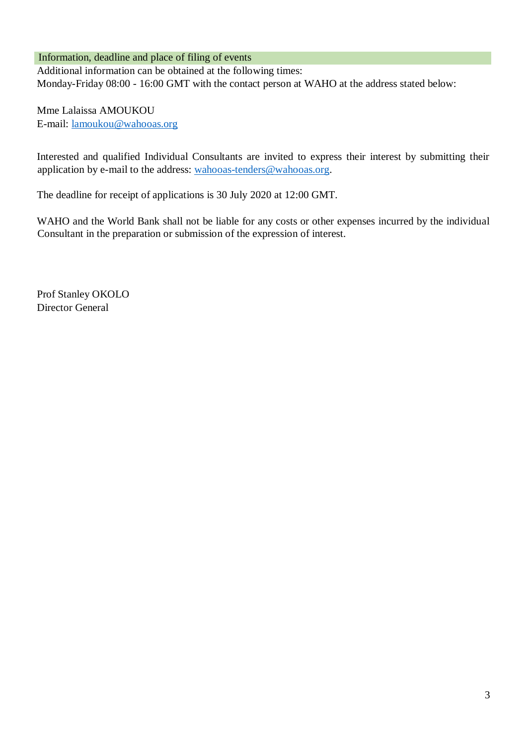## Information, deadline and place of filing of events

Additional information can be obtained at the following times:
Monday-Friday 08:00 - 16:00 GMT with the contact person at WAHO at the address stated below:

Mme Lalaissa AMOUKOU
E-mail: lamoukou@wahooas.org

Interested and qualified Individual Consultants are invited to express their interest by submitting their application by e-mail to the address: wahooas-tenders@wahooas.org.

The deadline for receipt of applications is 30 July 2020 at 12:00 GMT.

WAHO and the World Bank shall not be liable for any costs or other expenses incurred by the individual Consultant in the preparation or submission of the expression of interest.

Prof Stanley OKOLO
Director General